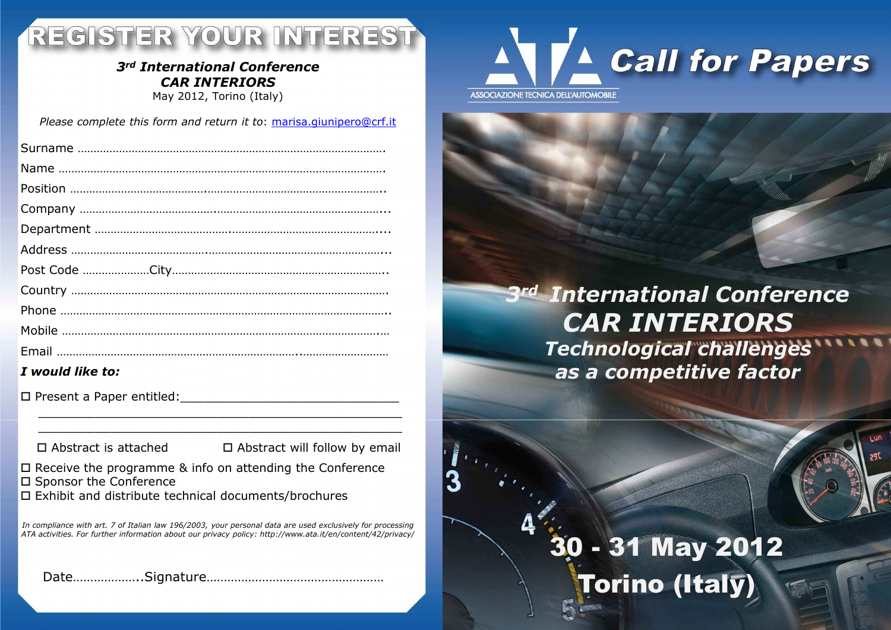# REGISTER YOUR INTEREST

***3rd International Conference***
***CAR INTERIORS***
May 2012, Torino (Italy)

*Please complete this form and return it to*: marisa.giunipero@crf.it

Surname ………………………………………………………………………………………….

Name ………………………………………………………………………………………….

Position ………………………………………………………………………………………..

Company ……………………………………………………………………………………...

Department ……………………………………………………………………………….....

Address ……………………………………………………………………………………...

Post Code …………………City…………………………………………………………..

Country ………………………………………………………………………………………

Phone …………………………………………………………………………………………..

Mobile ………………………………………………………………………………………..…

Email ………………………………………………………………………..……………………

***I would like to:***

☐ Present a Paper entitled:_______________________________

_______________________________________________________

_______________________________________________________

☐ Abstract is attached ☐ Abstract will follow by email

☐ Receive the programme & info on attending the Conference
☐ Sponsor the Conference
☐ Exhibit and distribute technical documents/brochures

*In compliance with art. 7 of Italian law 196/2003, your personal data are used exclusively for processing ATA activities. For further information about our privacy policy: http://www.ata.it/en/content/42/privacy/*

Date………………..Signature…………………………………………

ATA
ASSOCIAZIONE TECNICA DELL'AUTOMOBILE

# Call for Papers

## *3rd International Conference*
## *CAR INTERIORS*
### *Technological challenges as a competitive factor*

**30 - 31 May 2012**
**Torino (Italy)**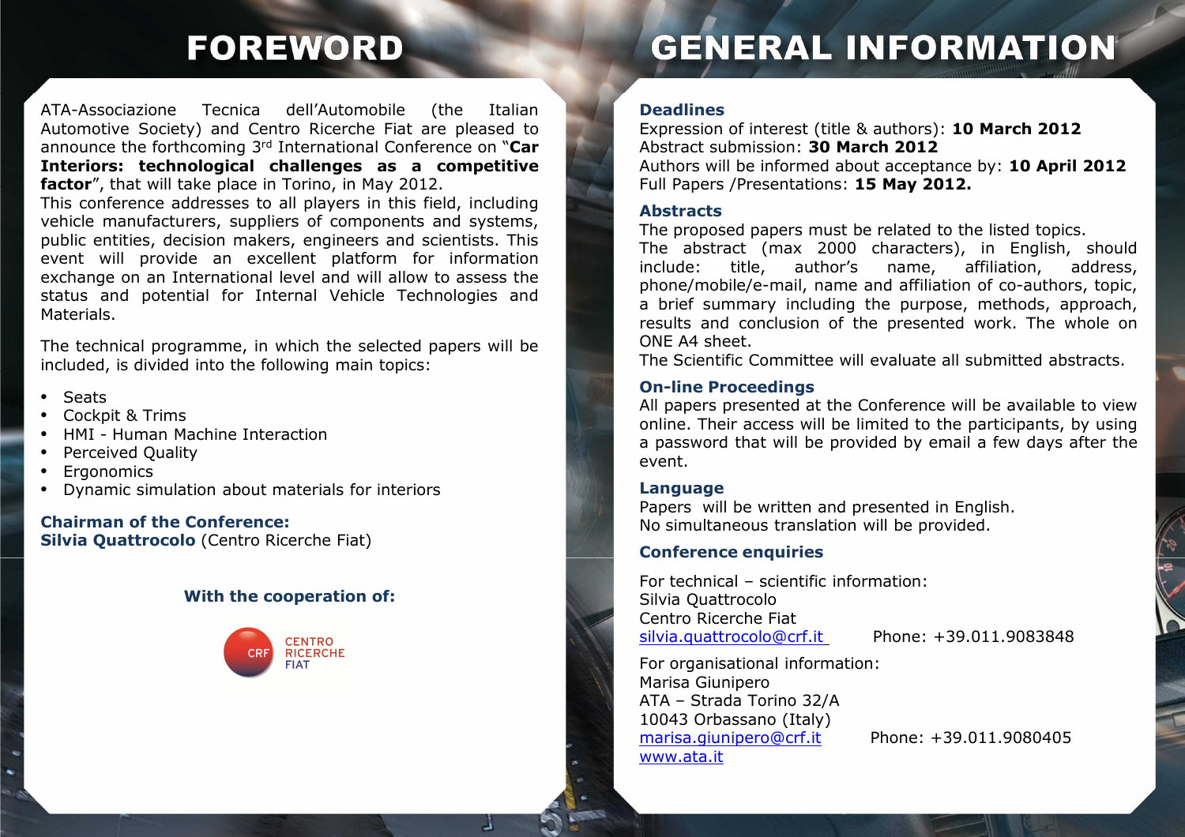# FOREWORD

ATA-Associazione Tecnica dell'Automobile (the Italian Automotive Society) and Centro Ricerche Fiat are pleased to announce the forthcoming 3rd International Conference on "**Car Interiors: technological challenges as a competitive factor**", that will take place in Torino, in May 2012.

This conference addresses to all players in this field, including vehicle manufacturers, suppliers of components and systems, public entities, decision makers, engineers and scientists. This event will provide an excellent platform for information exchange on an International level and will allow to assess the status and potential for Internal Vehicle Technologies and Materials.

The technical programme, in which the selected papers will be included, is divided into the following main topics:

- Seats
- Cockpit & Trims
- HMI - Human Machine Interaction
- Perceived Quality
- Ergonomics
- Dynamic simulation about materials for interiors

**Chairman of the Conference:**
**Silvia Quattrocolo** (Centro Ricerche Fiat)

**With the cooperation of:**

CRF CENTRO RICERCHE FIAT

# GENERAL INFORMATION

**Deadlines**

Expression of interest (title & authors): **10 March 2012**
Abstract submission: **30 March 2012**
Authors will be informed about acceptance by: **10 April 2012**
Full Papers /Presentations: **15 May 2012.**

**Abstracts**

The proposed papers must be related to the listed topics.
The abstract (max 2000 characters), in English, should include: title, author's name, affiliation, address, phone/mobile/e-mail, name and affiliation of co-authors, topic, a brief summary including the purpose, methods, approach, results and conclusion of the presented work. The whole on ONE A4 sheet.
The Scientific Committee will evaluate all submitted abstracts.

**On-line Proceedings**

All papers presented at the Conference will be available to view online. Their access will be limited to the participants, by using a password that will be provided by email a few days after the event.

**Language**

Papers will be written and presented in English.
No simultaneous translation will be provided.

**Conference enquiries**

For technical – scientific information:
Silvia Quattrocolo
Centro Ricerche Fiat
silvia.quattrocolo@crf.it Phone: +39.011.9083848

For organisational information:
Marisa Giunipero
ATA – Strada Torino 32/A
10043 Orbassano (Italy)
marisa.giunipero@crf.it Phone: +39.011.9080405
www.ata.it